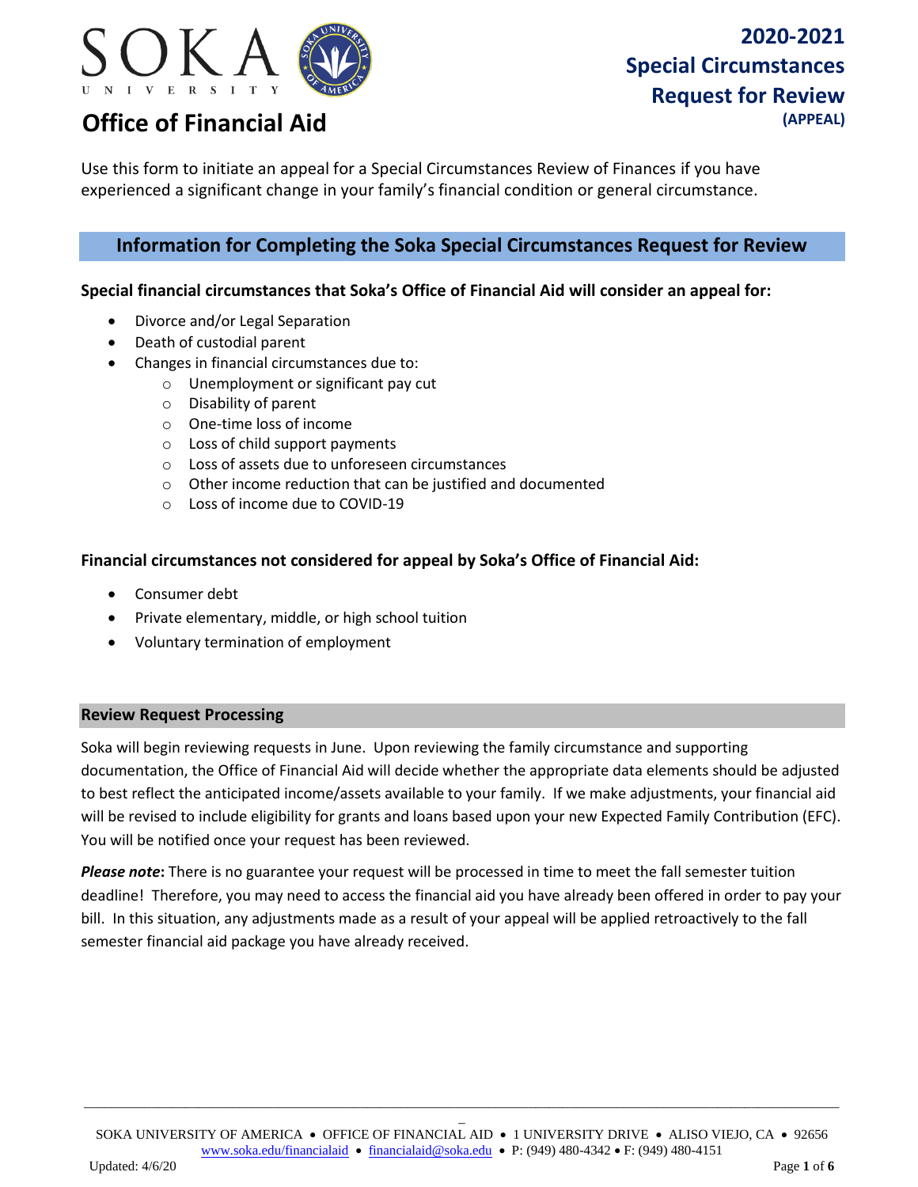# Office of Financial Aid

## 2020-2021 Special Circumstances Request for Review (APPEAL)

Use this form to initiate an appeal for a Special Circumstances Review of Finances if you have experienced a significant change in your family's financial condition or general circumstance.

## Information for Completing the Soka Special Circumstances Request for Review

**Special financial circumstances that Soka's Office of Financial Aid will consider an appeal for:**

- Divorce and/or Legal Separation
- Death of custodial parent
- Changes in financial circumstances due to:
  - Unemployment or significant pay cut
  - Disability of parent
  - One-time loss of income
  - Loss of child support payments
  - Loss of assets due to unforeseen circumstances
  - Other income reduction that can be justified and documented
  - Loss of income due to COVID-19

**Financial circumstances not considered for appeal by Soka's Office of Financial Aid:**

- Consumer debt
- Private elementary, middle, or high school tuition
- Voluntary termination of employment

### Review Request Processing

Soka will begin reviewing requests in June. Upon reviewing the family circumstance and supporting documentation, the Office of Financial Aid will decide whether the appropriate data elements should be adjusted to best reflect the anticipated income/assets available to your family. If we make adjustments, your financial aid will be revised to include eligibility for grants and loans based upon your new Expected Family Contribution (EFC). You will be notified once your request has been reviewed.

***Please note*:** There is no guarantee your request will be processed in time to meet the fall semester tuition deadline! Therefore, you may need to access the financial aid you have already been offered in order to pay your bill. In this situation, any adjustments made as a result of your appeal will be applied retroactively to the fall semester financial aid package you have already received.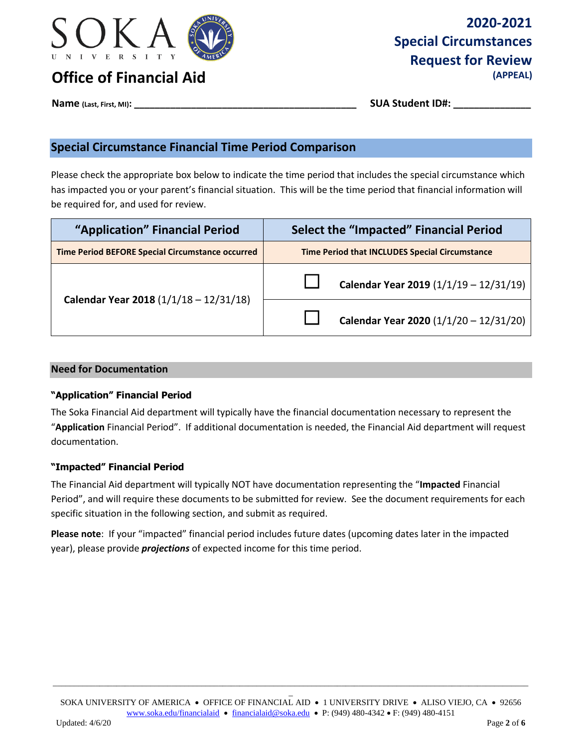**SOKA UNIVERSITY**

# Office of Financial Aid

**2020-2021**
**Special Circumstances**
**Request for Review**
**(APPEAL)**

**Name** (Last, First, MI): ________________________________________ **SUA Student ID#:** _____________

## Special Circumstance Financial Time Period Comparison

Please check the appropriate box below to indicate the time period that includes the special circumstance which has impacted you or your parent's financial situation. This will be the time period that financial information will be required for, and used for review.

| "Application" Financial Period | Select the "Impacted" Financial Period | |
|---|---|---|
| **Time Period BEFORE Special Circumstance occurred** | **Time Period that INCLUDES Special Circumstance** | |
| **Calendar Year 2018** (1/1/18 – 12/31/18) | ☐ | **Calendar Year 2019** (1/1/19 – 12/31/19) |
| | ☐ | **Calendar Year 2020** (1/1/20 – 12/31/20) |

### Need for Documentation

**"Application" Financial Period**

The Soka Financial Aid department will typically have the financial documentation necessary to represent the "**Application** Financial Period". If additional documentation is needed, the Financial Aid department will request documentation.

**"Impacted" Financial Period**

The Financial Aid department will typically NOT have documentation representing the "**Impacted** Financial Period", and will require these documents to be submitted for review. See the document requirements for each specific situation in the following section, and submit as required.

**Please note**: If your "impacted" financial period includes future dates (upcoming dates later in the impacted year), please provide ***projections*** of expected income for this time period.

SOKA UNIVERSITY OF AMERICA • OFFICE OF FINANCIAL AID • 1 UNIVERSITY DRIVE • ALISO VIEJO, CA • 92656
www.soka.edu/financialaid • financialaid@soka.edu • P: (949) 480-4342 • F: (949) 480-4151
Updated: 4/6/20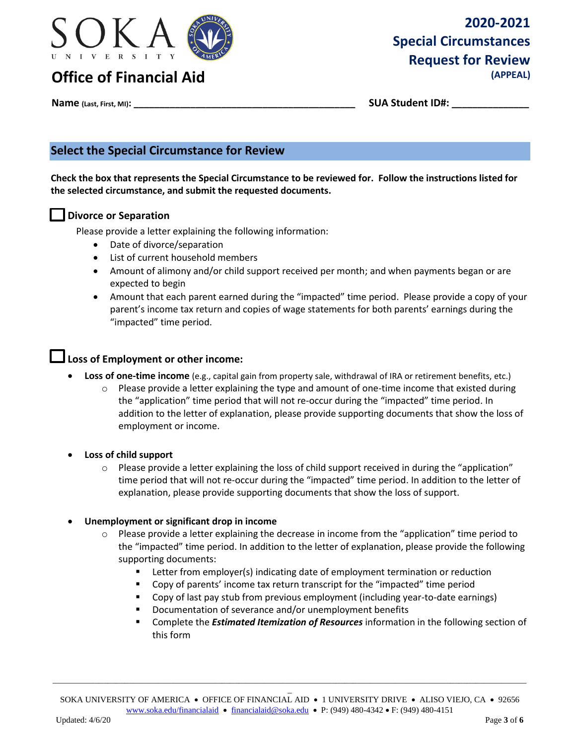# Office of Financial Aid

## 2020-2021 Special Circumstances Request for Review

**(APPEAL)**

**Name** (Last, First, MI): ________________________________________ **SUA Student ID#:** ______________

## Select the Special Circumstance for Review

**Check the box that represents the Special Circumstance to be reviewed for. Follow the instructions listed for the selected circumstance, and submit the requested documents.**

☐ **Divorce or Separation**

Please provide a letter explaining the following information:

- Date of divorce/separation
- List of current household members
- Amount of alimony and/or child support received per month; and when payments began or are expected to begin
- Amount that each parent earned during the "impacted" time period. Please provide a copy of your parent's income tax return and copies of wage statements for both parents' earnings during the "impacted" time period.

☐ **Loss of Employment or other income:**

- **Loss of one-time income** (e.g., capital gain from property sale, withdrawal of IRA or retirement benefits, etc.)
  - Please provide a letter explaining the type and amount of one-time income that existed during the "application" time period that will not re-occur during the "impacted" time period. In addition to the letter of explanation, please provide supporting documents that show the loss of employment or income.
- **Loss of child support**
  - Please provide a letter explaining the loss of child support received in during the "application" time period that will not re-occur during the "impacted" time period. In addition to the letter of explanation, please provide supporting documents that show the loss of support.
- **Unemployment or significant drop in income**
  - Please provide a letter explaining the decrease in income from the "application" time period to the "impacted" time period. In addition to the letter of explanation, please provide the following supporting documents:
    - Letter from employer(s) indicating date of employment termination or reduction
    - Copy of parents' income tax return transcript for the "impacted" time period
    - Copy of last pay stub from previous employment (including year-to-date earnings)
    - Documentation of severance and/or unemployment benefits
    - Complete the ***Estimated Itemization of Resources*** information in the following section of this form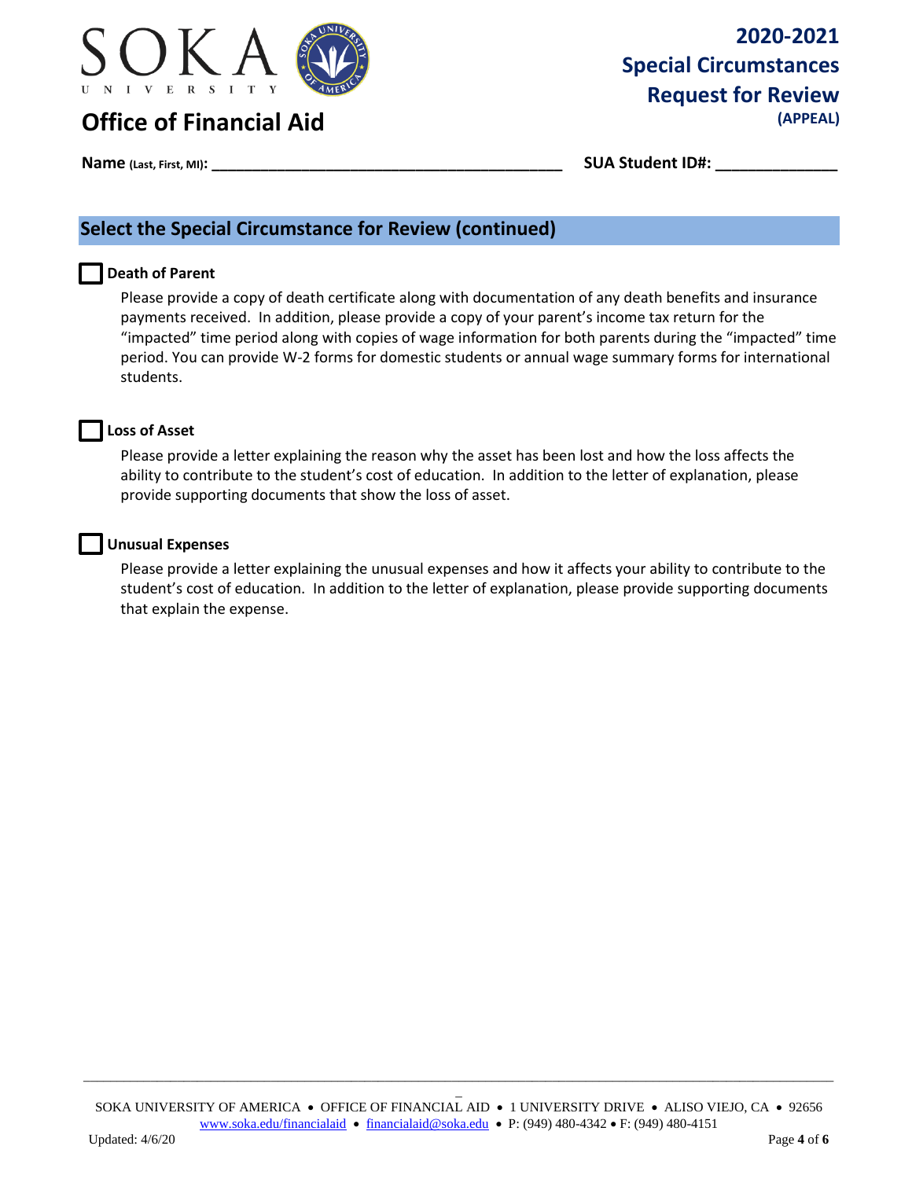# Office of Financial Aid

**2020-2021**
**Special Circumstances Request for Review**
**(APPEAL)**

**Name (Last, First, MI):** ________________________________________ **SUA Student ID#:** ______________

## Select the Special Circumstance for Review (continued)

☐ **Death of Parent**

Please provide a copy of death certificate along with documentation of any death benefits and insurance payments received. In addition, please provide a copy of your parent's income tax return for the "impacted" time period along with copies of wage information for both parents during the "impacted" time period. You can provide W-2 forms for domestic students or annual wage summary forms for international students.

☐ **Loss of Asset**

Please provide a letter explaining the reason why the asset has been lost and how the loss affects the ability to contribute to the student's cost of education. In addition to the letter of explanation, please provide supporting documents that show the loss of asset.

☐ **Unusual Expenses**

Please provide a letter explaining the unusual expenses and how it affects your ability to contribute to the student's cost of education. In addition to the letter of explanation, please provide supporting documents that explain the expense.

SOKA UNIVERSITY OF AMERICA • OFFICE OF FINANCIAL AID • 1 UNIVERSITY DRIVE • ALISO VIEJO, CA • 92656
www.soka.edu/financialaid • financialaid@soka.edu • P: (949) 480-4342 • F: (949) 480-4151
Updated: 4/6/20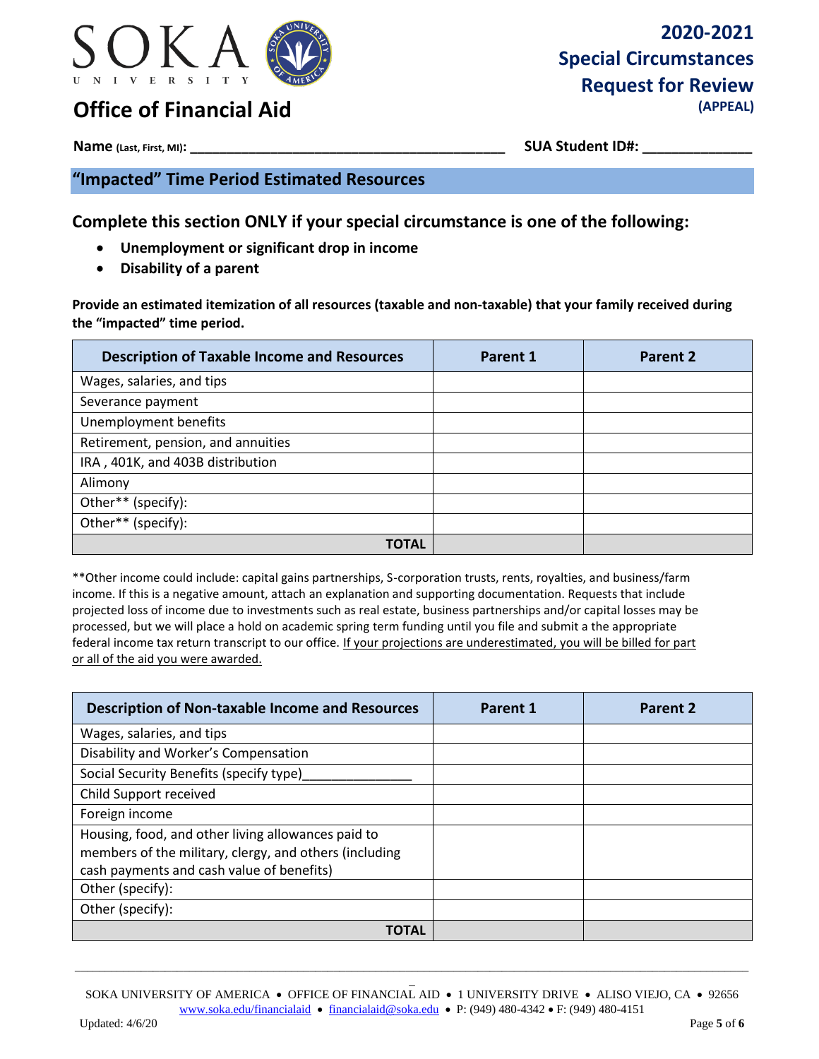# SOKA UNIVERSITY

## Office of Financial Aid

**2020-2021**
**Special Circumstances Request for Review**
**(APPEAL)**

**Name** (Last, First, MI): ________________________________________ **SUA Student ID#:** _____________

## "Impacted" Time Period Estimated Resources

### Complete this section ONLY if your special circumstance is one of the following:

- **Unemployment or significant drop in income**
- **Disability of a parent**

**Provide an estimated itemization of all resources (taxable and non-taxable) that your family received during the "impacted" time period.**

| Description of Taxable Income and Resources | Parent 1 | Parent 2 |
|---|---|---|
| Wages, salaries, and tips | | |
| Severance payment | | |
| Unemployment benefits | | |
| Retirement, pension, and annuities | | |
| IRA , 401K, and 403B distribution | | |
| Alimony | | |
| Other** (specify): | | |
| Other** (specify): | | |
| **TOTAL** | | |

**Other income could include: capital gains partnerships, S-corporation trusts, rents, royalties, and business/farm income. If this is a negative amount, attach an explanation and supporting documentation. Requests that include projected loss of income due to investments such as real estate, business partnerships and/or capital losses may be processed, but we will place a hold on academic spring term funding until you file and submit a the appropriate federal income tax return transcript to our office. <u>If your projections are underestimated, you will be billed for part or all of the aid you were awarded.</u>

| Description of Non-taxable Income and Resources | Parent 1 | Parent 2 |
|---|---|---|
| Wages, salaries, and tips | | |
| Disability and Worker's Compensation | | |
| Social Security Benefits (specify type)_______________ | | |
| Child Support received | | |
| Foreign income | | |
| Housing, food, and other living allowances paid to members of the military, clergy, and others (including cash payments and cash value of benefits) | | |
| Other (specify): | | |
| Other (specify): | | |
| **TOTAL** | | |

SOKA UNIVERSITY OF AMERICA • OFFICE OF FINANCIAL AID • 1 UNIVERSITY DRIVE • ALISO VIEJO, CA • 92656
www.soka.edu/financialaid • financialaid@soka.edu • P: (949) 480-4342 • F: (949) 480-4151
Updated: 4/6/20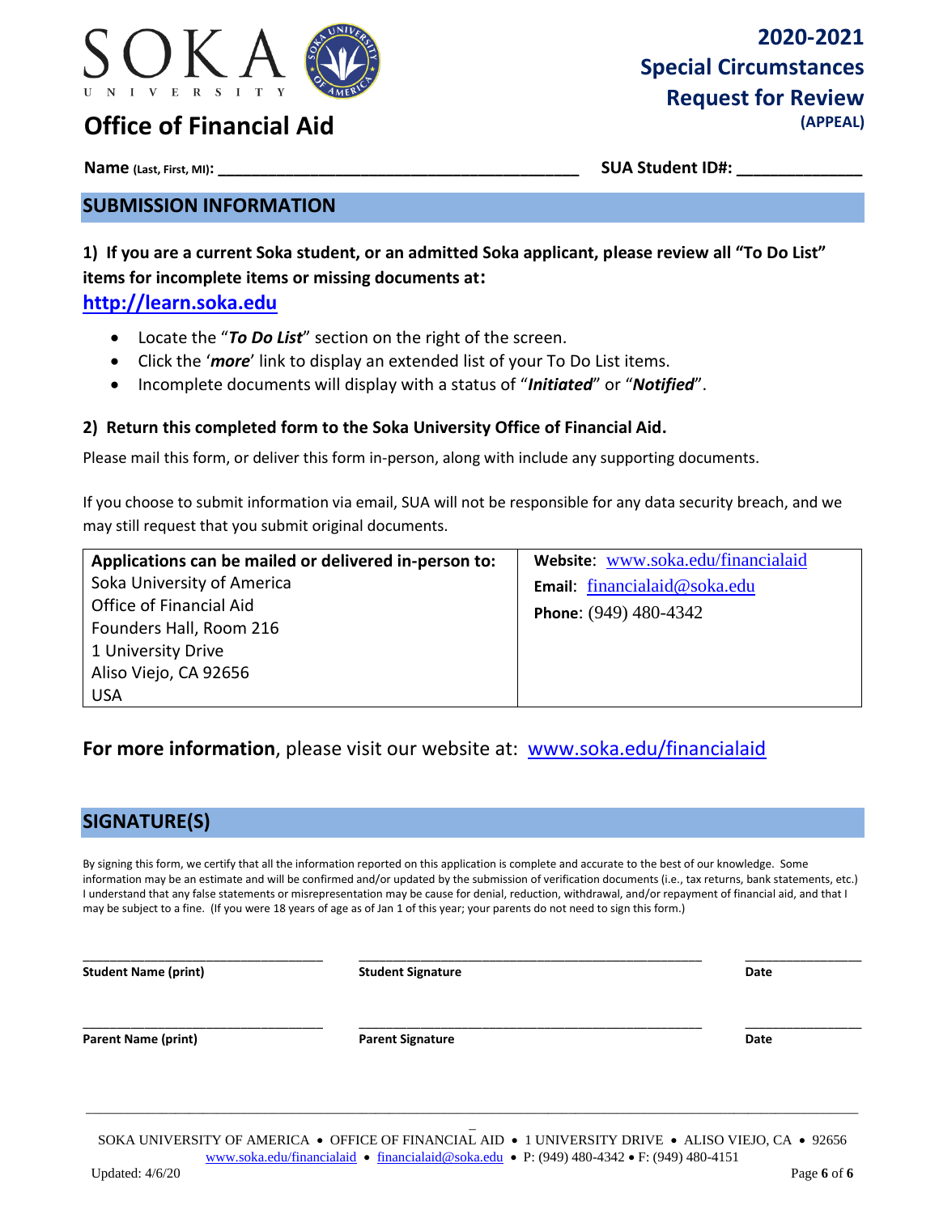SOKA UNIVERSITY

# Office of Financial Aid

**2020-2021**
**Special Circumstances Request for Review**
**(APPEAL)**

**Name** (Last, First, MI): ________________________________________ **SUA Student ID#:** _____________

## SUBMISSION INFORMATION

**1) If you are a current Soka student, or an admitted Soka applicant, please review all "To Do List" items for incomplete items or missing documents at:**

**http://learn.soka.edu**

- Locate the "***To Do List***" section on the right of the screen.
- Click the '***more***' link to display an extended list of your To Do List items.
- Incomplete documents will display with a status of "***Initiated***" or "***Notified***".

**2) Return this completed form to the Soka University Office of Financial Aid.**

Please mail this form, or deliver this form in-person, along with include any supporting documents.

If you choose to submit information via email, SUA will not be responsible for any data security breach, and we may still request that you submit original documents.

| **Applications can be mailed or delivered in-person to:** | **Website**: www.soka.edu/financialaid |
|---|---|
| Soka University of America<br>Office of Financial Aid<br>Founders Hall, Room 216<br>1 University Drive<br>Aliso Viejo, CA 92656<br>USA | **Email**: financialaid@soka.edu<br>**Phone**: (949) 480-4342 |

**For more information**, please visit our website at: www.soka.edu/financialaid

## SIGNATURE(S)

By signing this form, we certify that all the information reported on this application is complete and accurate to the best of our knowledge. Some information may be an estimate and will be confirmed and/or updated by the submission of verification documents (i.e., tax returns, bank statements, etc.) I understand that any false statements or misrepresentation may be cause for denial, reduction, withdrawal, and/or repayment of financial aid, and that I may be subject to a fine. (If you were 18 years of age as of Jan 1 of this year; your parents do not need to sign this form.)

______________________________ ________________________________________ _______________
**Student Name (print)** **Student Signature** **Date**

______________________________ ________________________________________ _______________
**Parent Name (print)** **Parent Signature** **Date**

SOKA UNIVERSITY OF AMERICA • OFFICE OF FINANCIAL AID • 1 UNIVERSITY DRIVE • ALISO VIEJO, CA • 92656
www.soka.edu/financialaid • financialaid@soka.edu • P: (949) 480-4342 • F: (949) 480-4151
Updated: 4/6/20